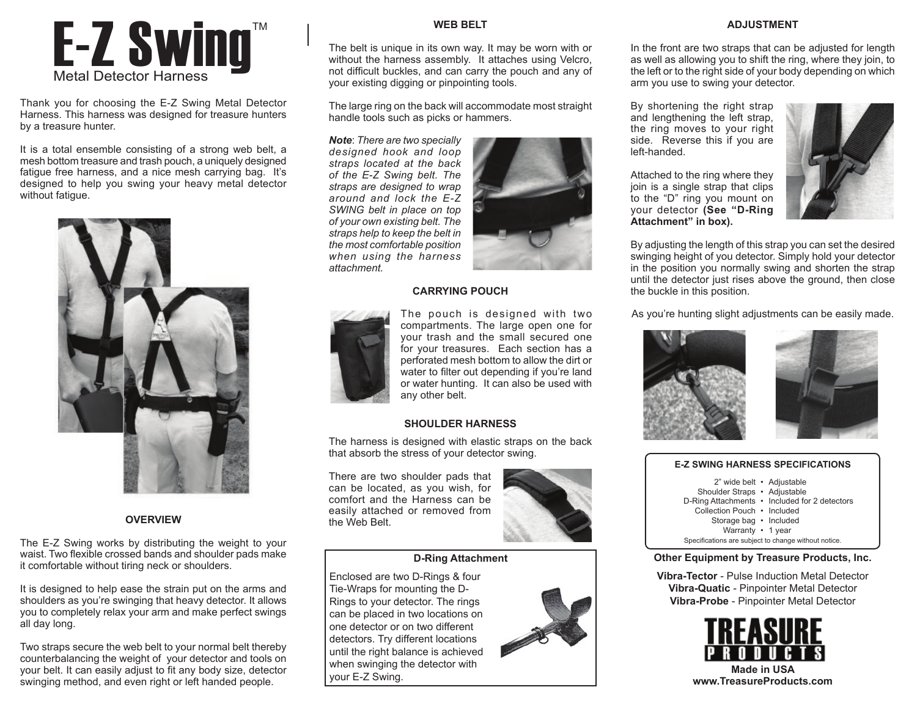# E-Z Swing™

Metal Detector Harness

Thank you for choosing the E-Z Swing Metal Detector Harness. This harness was designed for treasure hunters by a treasure hunter.

It is a total ensemble consisting of a strong web belt, a mesh bottom treasure and trash pouch, a uniquely designed fatigue free harness, and a nice mesh carrying bag. It's designed to help you swing your heavy metal detector without fatigue.

## OVERVIEW

The E-Z Swing works by distributing the weight to your waist. Two flexible crossed bands and shoulder pads make it comfortable without tiring neck or shoulders.

It is designed to help ease the strain put on the arms and shoulders as you're swinging that heavy detector. It allows you to completely relax your arm and make perfect swings all day long.

Two straps secure the web belt to your normal belt thereby counterbalancing the weight of your detector and tools on your belt. It can easily adjust to fit any body size, detector swinging method, and even right or left handed people.

## WEB BELT

The belt is unique in its own way. It may be worn with or without the harness assembly. It attaches using Velcro, not difficult buckles, and can carry the pouch and any of your existing digging or pinpointing tools.

The large ring on the back will accommodate most straight handle tools such as picks or hammers.

***Note**: There are two specially designed hook and loop straps located at the back of the E-Z Swing belt. The straps are designed to wrap around and lock the E-Z SWING belt in place on top of your own existing belt. The straps help to keep the belt in the most comfortable position when using the harness attachment.*

## CARRYING POUCH

The pouch is designed with two compartments. The large open one for your trash and the small secured one for your treasures. Each section has a perforated mesh bottom to allow the dirt or water to filter out depending if you're land or water hunting. It can also be used with any other belt.

## SHOULDER HARNESS

The harness is designed with elastic straps on the back that absorb the stress of your detector swing.

There are two shoulder pads that can be located, as you wish, for comfort and the Harness can be easily attached or removed from the Web Belt.

### D-Ring Attachment

Enclosed are two D-Rings & four Tie-Wraps for mounting the D-Rings to your detector. The rings can be placed in two locations on one detector or on two different detectors. Try different locations until the right balance is achieved when swinging the detector with your E-Z Swing.

## ADJUSTMENT

In the front are two straps that can be adjusted for length as well as allowing you to shift the ring, where they join, to the left or to the right side of your body depending on which arm you use to swing your detector.

By shortening the right strap and lengthening the left strap, the ring moves to your right side. Reverse this if you are left-handed.

Attached to the ring where they join is a single strap that clips to the "D" ring you mount on your detector **(See "D-Ring Attachment" in box).**

By adjusting the length of this strap you can set the desired swinging height of you detector. Simply hold your detector in the position you normally swing and shorten the strap until the detector just rises above the ground, then close the buckle in this position.

As you're hunting slight adjustments can be easily made.

### E-Z SWING HARNESS SPECIFICATIONS

| | |
|---|---|
| 2" wide belt | Adjustable |
| Shoulder Straps | Adjustable |
| D-Ring Attachments | Included for 2 detectors |
| Collection Pouch | Included |
| Storage bag | Included |
| Warranty | 1 year |

Specifications are subject to change without notice.

**Other Equipment by Treasure Products, Inc.**

**Vibra-Tector** - Pulse Induction Metal Detector
**Vibra-Quatic** - Pinpointer Metal Detector
**Vibra-Probe** - Pinpointer Metal Detector

TREASURE PRODUCTS

**Made in USA**
**www.TreasureProducts.com**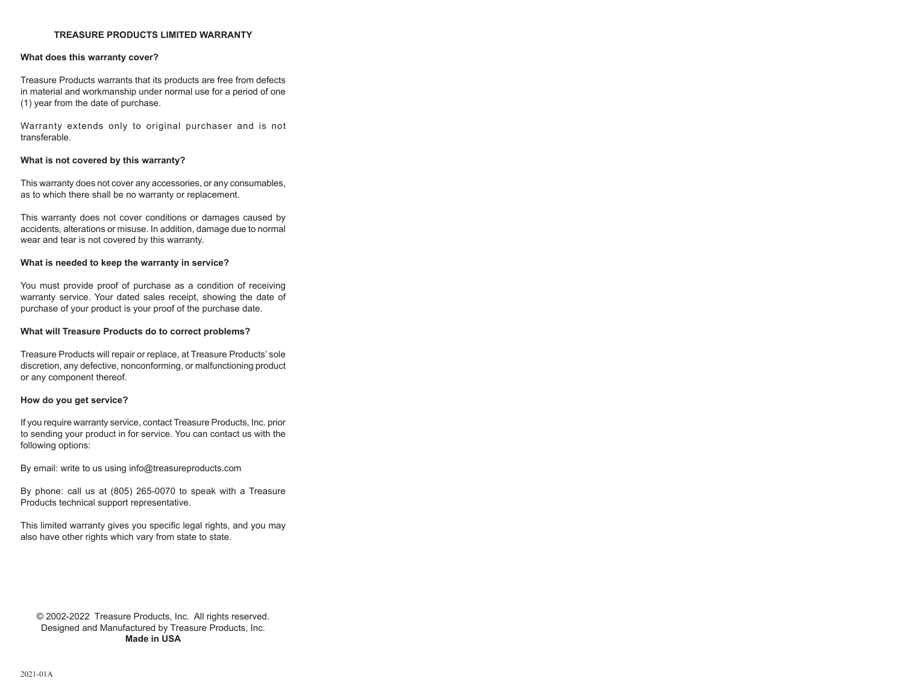# TREASURE PRODUCTS LIMITED WARRANTY

**What does this warranty cover?**

Treasure Products warrants that its products are free from defects in material and workmanship under normal use for a period of one (1) year from the date of purchase.

Warranty extends only to original purchaser and is not transferable.

**What is not covered by this warranty?**

This warranty does not cover any accessories, or any consumables, as to which there shall be no warranty or replacement.

This warranty does not cover conditions or damages caused by accidents, alterations or misuse. In addition, damage due to normal wear and tear is not covered by this warranty.

**What is needed to keep the warranty in service?**

You must provide proof of purchase as a condition of receiving warranty service. Your dated sales receipt, showing the date of purchase of your product is your proof of the purchase date.

**What will Treasure Products do to correct problems?**

Treasure Products will repair or replace, at Treasure Products' sole discretion, any defective, nonconforming, or malfunctioning product or any component thereof.

**How do you get service?**

If you require warranty service, contact Treasure Products, Inc. prior to sending your product in for service. You can contact us with the following options:

By email: write to us using info@treasureproducts.com

By phone: call us at (805) 265-0070 to speak with a Treasure Products technical support representative.

This limited warranty gives you specific legal rights, and you may also have other rights which vary from state to state.

© 2002-2022 Treasure Products, Inc. All rights reserved.
Designed and Manufactured by Treasure Products, Inc.
**Made in USA**

2021-01A